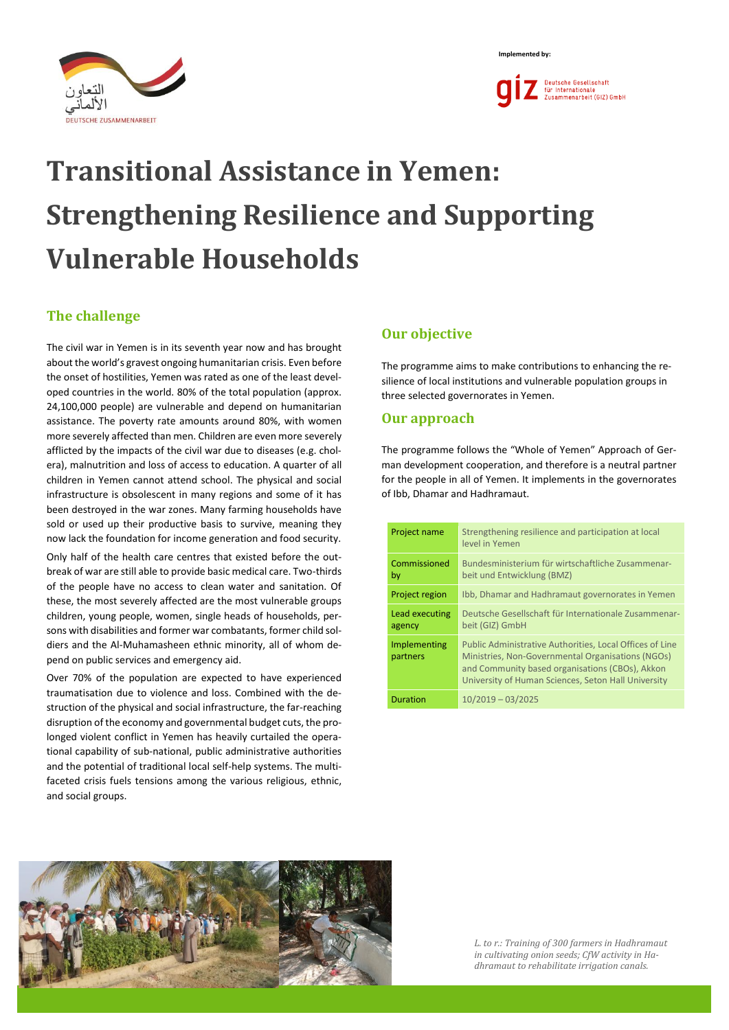Implemented by:

# Transitional Assistance in Yemen: Strengthening Resilience and Supporting Vulnerable Households

## The challenge

The civil war in Yemen is in its seventh year now and has brought about the world's gravest ongoing humanitarian crisis. Even before the onset of hostilities, Yemen was rated as one of the least developed countries in the world. 80% of the total population (approx. 24,100,000 people) are vulnerable and depend on humanitarian assistance. The poverty rate amounts around 80%, with women more severely affected than men. Children are even more severely afflicted by the impacts of the civil war due to diseases (e.g. cholera), malnutrition and loss of access to education. A quarter of all children in Yemen cannot attend school. The physical and social infrastructure is obsolescent in many regions and some of it has been destroyed in the war zones. Many farming households have sold or used up their productive basis to survive, meaning they now lack the foundation for income generation and food security.

Only half of the health care centres that existed before the outbreak of war are still able to provide basic medical care. Two-thirds of the people have no access to clean water and sanitation. Of these, the most severely affected are the most vulnerable groups children, young people, women, single heads of households, persons with disabilities and former war combatants, former child soldiers and the Al-Muhamasheen ethnic minority, all of whom depend on public services and emergency aid.

Over 70% of the population are expected to have experienced traumatisation due to violence and loss. Combined with the destruction of the physical and social infrastructure, the far-reaching disruption of the economy and governmental budget cuts, the prolonged violent conflict in Yemen has heavily curtailed the operational capability of sub-national, public administrative authorities and the potential of traditional local self-help systems. The multifaceted crisis fuels tensions among the various religious, ethnic, and social groups.

## Our objective

The programme aims to make contributions to enhancing the resilience of local institutions and vulnerable population groups in three selected governorates in Yemen.

## Our approach

The programme follows the "Whole of Yemen" Approach of German development cooperation, and therefore is a neutral partner for the people in all of Yemen. It implements in the governorates of Ibb, Dhamar and Hadhramaut.

| | |
|---|---|
| Project name | Strengthening resilience and participation at local level in Yemen |
| Commissioned by | Bundesministerium für wirtschaftliche Zusammenarbeit und Entwicklung (BMZ) |
| Project region | Ibb, Dhamar and Hadhramaut governorates in Yemen |
| Lead executing agency | Deutsche Gesellschaft für Internationale Zusammenarbeit (GIZ) GmbH |
| Implementing partners | Public Administrative Authorities, Local Offices of Line Ministries, Non-Governmental Organisations (NGOs) and Community based organisations (CBOs), Akkon University of Human Sciences, Seton Hall University |
| Duration | 10/2019 – 03/2025 |

*L. to r.: Training of 300 farmers in Hadhramaut in cultivating onion seeds; CfW activity in Hadhramaut to rehabilitate irrigation canals.*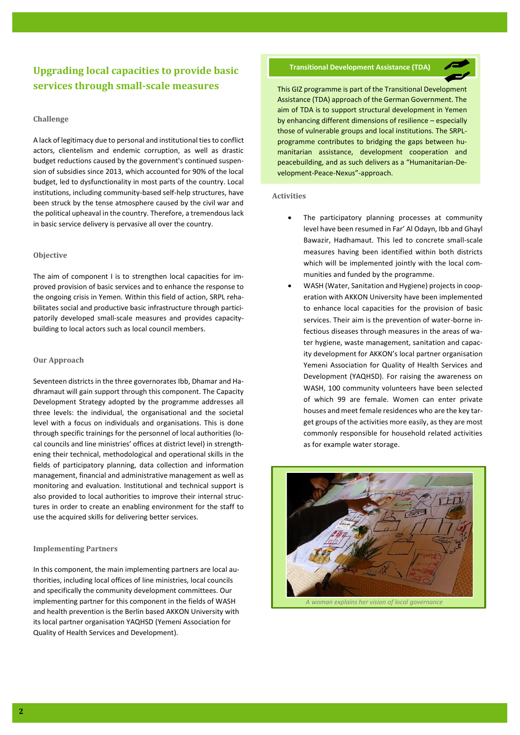## Upgrading local capacities to provide basic services through small-scale measures

### Challenge

A lack of legitimacy due to personal and institutional ties to conflict actors, clientelism and endemic corruption, as well as drastic budget reductions caused by the government's continued suspension of subsidies since 2013, which accounted for 90% of the local budget, led to dysfunctionality in most parts of the country. Local institutions, including community-based self-help structures, have been struck by the tense atmosphere caused by the civil war and the political upheaval in the country. Therefore, a tremendous lack in basic service delivery is pervasive all over the country.

### Objective

The aim of component I is to strengthen local capacities for improved provision of basic services and to enhance the response to the ongoing crisis in Yemen. Within this field of action, SRPL rehabilitates social and productive basic infrastructure through participatorily developed small-scale measures and provides capacity-building to local actors such as local council members.

### Our Approach

Seventeen districts in the three governorates Ibb, Dhamar and Hadhramaut will gain support through this component. The Capacity Development Strategy adopted by the programme addresses all three levels: the individual, the organisational and the societal level with a focus on individuals and organisations. This is done through specific trainings for the personnel of local authorities (local councils and line ministries' offices at district level) in strengthening their technical, methodological and operational skills in the fields of participatory planning, data collection and information management, financial and administrative management as well as monitoring and evaluation. Institutional and technical support is also provided to local authorities to improve their internal structures in order to create an enabling environment for the staff to use the acquired skills for delivering better services.

### Implementing Partners

In this component, the main implementing partners are local authorities, including local offices of line ministries, local councils and specifically the community development committees. Our implementing partner for this component in the fields of WASH and health prevention is the Berlin based AKKON University with its local partner organisation YAQHSD (Yemeni Association for Quality of Health Services and Development).

**Transitional Development Assistance (TDA)**

This GIZ programme is part of the Transitional Development Assistance (TDA) approach of the German Government. The aim of TDA is to support structural development in Yemen by enhancing different dimensions of resilience – especially those of vulnerable groups and local institutions. The SRPL-programme contributes to bridging the gaps between humanitarian assistance, development cooperation and peacebuilding, and as such delivers as a "Humanitarian-Development-Peace-Nexus"-approach.

### Activities

- The participatory planning processes at community level have been resumed in Far' Al Odayn, Ibb and Ghayl Bawazir, Hadhamaut. This led to concrete small-scale measures having been identified within both districts which will be implemented jointly with the local communities and funded by the programme.
- WASH (Water, Sanitation and Hygiene) projects in cooperation with AKKON University have been implemented to enhance local capacities for the provision of basic services. Their aim is the prevention of water-borne infectious diseases through measures in the areas of water hygiene, waste management, sanitation and capacity development for AKKON's local partner organisation Yemeni Association for Quality of Health Services and Development (YAQHSD). For raising the awareness on WASH, 100 community volunteers have been selected of which 99 are female. Women can enter private houses and meet female residences who are the key target groups of the activities more easily, as they are most commonly responsible for household related activities as for example water storage.

*A woman explains her vision of local governance*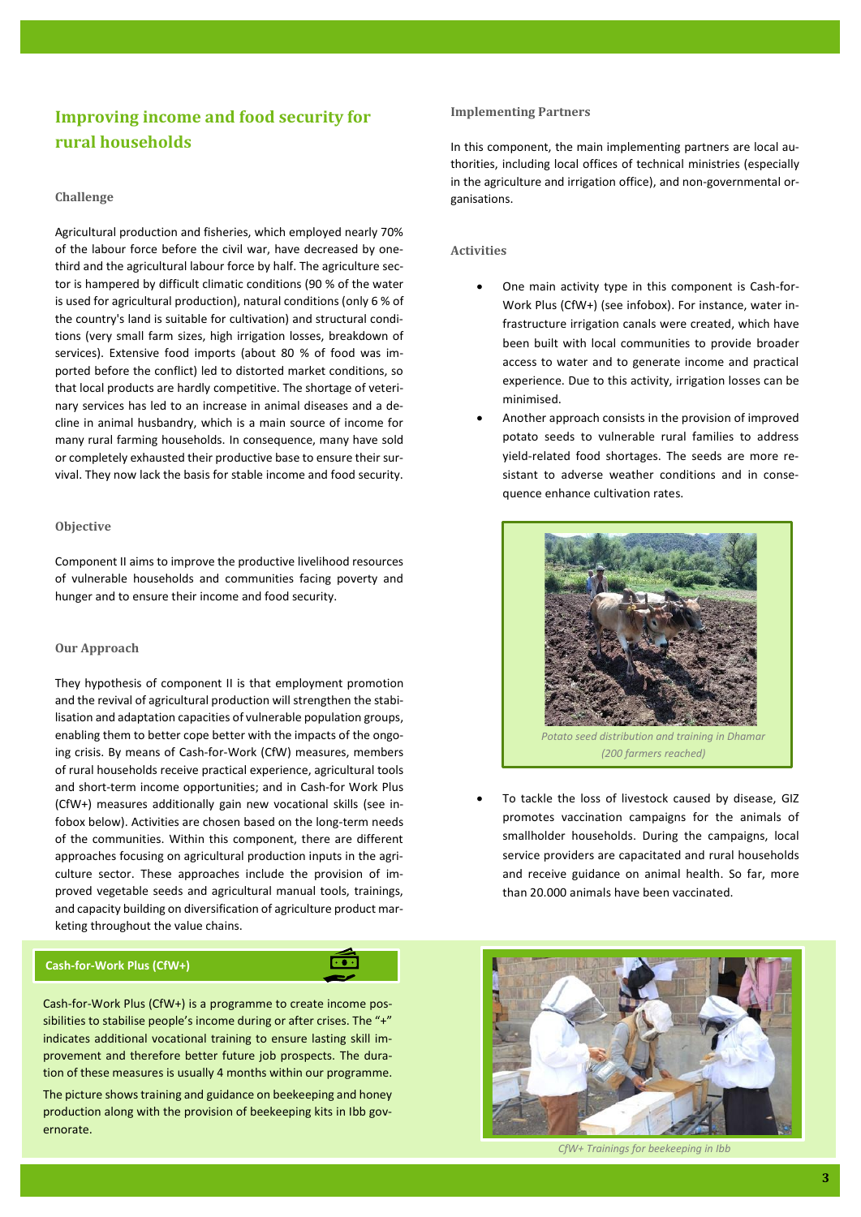# Improving income and food security for rural households

### Challenge

Agricultural production and fisheries, which employed nearly 70% of the labour force before the civil war, have decreased by one-third and the agricultural labour force by half. The agriculture sector is hampered by difficult climatic conditions (90 % of the water is used for agricultural production), natural conditions (only 6 % of the country's land is suitable for cultivation) and structural conditions (very small farm sizes, high irrigation losses, breakdown of services). Extensive food imports (about 80 % of food was imported before the conflict) led to distorted market conditions, so that local products are hardly competitive. The shortage of veterinary services has led to an increase in animal diseases and a decline in animal husbandry, which is a main source of income for many rural farming households. In consequence, many have sold or completely exhausted their productive base to ensure their survival. They now lack the basis for stable income and food security.

### Objective

Component II aims to improve the productive livelihood resources of vulnerable households and communities facing poverty and hunger and to ensure their income and food security.

### Our Approach

They hypothesis of component II is that employment promotion and the revival of agricultural production will strengthen the stabilisation and adaptation capacities of vulnerable population groups, enabling them to better cope better with the impacts of the ongoing crisis. By means of Cash-for-Work (CfW) measures, members of rural households receive practical experience, agricultural tools and short-term income opportunities; and in Cash-for Work Plus (CfW+) measures additionally gain new vocational skills (see infobox below). Activities are chosen based on the long-term needs of the communities. Within this component, there are different approaches focusing on agricultural production inputs in the agriculture sector. These approaches include the provision of improved vegetable seeds and agricultural manual tools, trainings, and capacity building on diversification of agriculture product marketing throughout the value chains.

**Cash-for-Work Plus (CfW+)**

Cash-for-Work Plus (CfW+) is a programme to create income possibilities to stabilise people's income during or after crises. The "+" indicates additional vocational training to ensure lasting skill improvement and therefore better future job prospects. The duration of these measures is usually 4 months within our programme.

The picture shows training and guidance on beekeeping and honey production along with the provision of beekeeping kits in Ibb governorate.

### Implementing Partners

In this component, the main implementing partners are local authorities, including local offices of technical ministries (especially in the agriculture and irrigation office), and non-governmental organisations.

### Activities

- One main activity type in this component is Cash-for-Work Plus (CfW+) (see infobox). For instance, water infrastructure irrigation canals were created, which have been built with local communities to provide broader access to water and to generate income and practical experience. Due to this activity, irrigation losses can be minimised.
- Another approach consists in the provision of improved potato seeds to vulnerable rural families to address yield-related food shortages. The seeds are more resistant to adverse weather conditions and in consequence enhance cultivation rates.

*Potato seed distribution and training in Dhamar (200 farmers reached)*

- To tackle the loss of livestock caused by disease, GIZ promotes vaccination campaigns for the animals of smallholder households. During the campaigns, local service providers are capacitated and rural households and receive guidance on animal health. So far, more than 20.000 animals have been vaccinated.

*CfW+ Trainings for beekeeping in Ibb*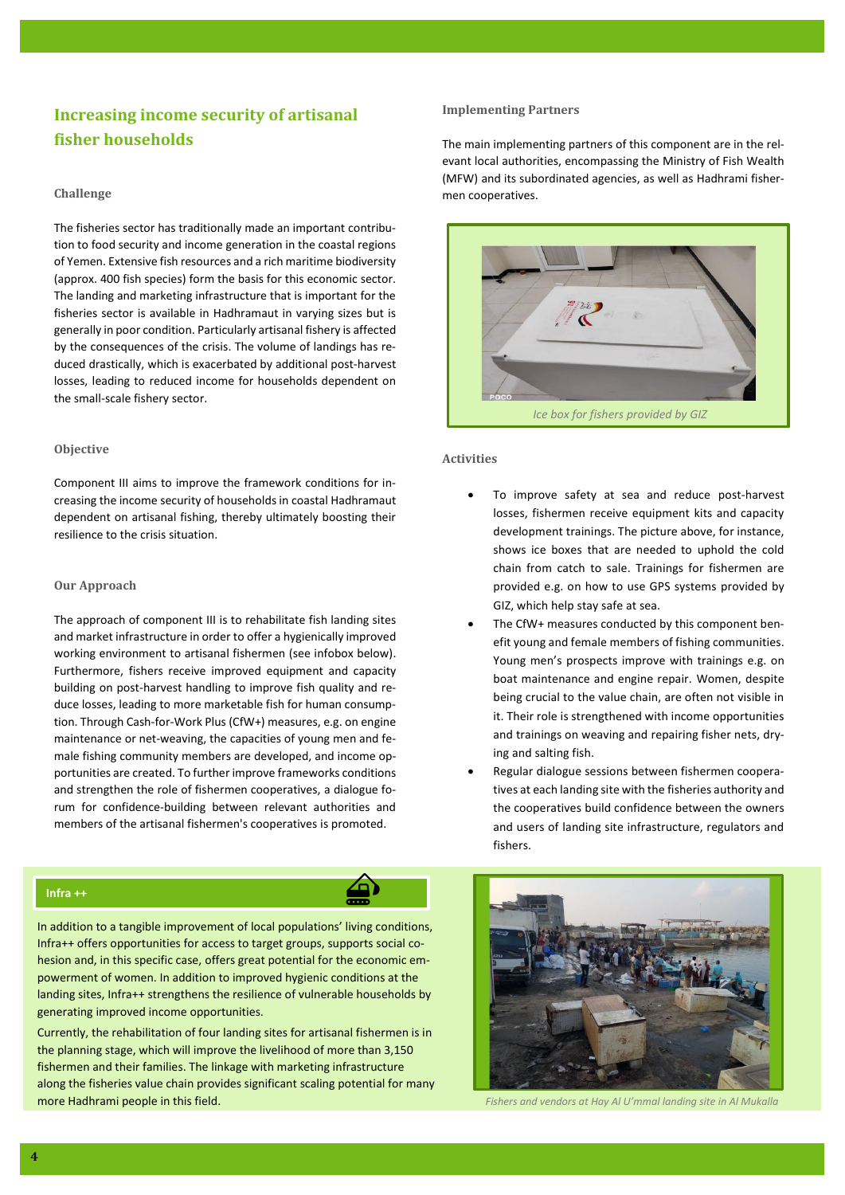## Increasing income security of artisanal fisher households

### Challenge

The fisheries sector has traditionally made an important contribution to food security and income generation in the coastal regions of Yemen. Extensive fish resources and a rich maritime biodiversity (approx. 400 fish species) form the basis for this economic sector. The landing and marketing infrastructure that is important for the fisheries sector is available in Hadhramaut in varying sizes but is generally in poor condition. Particularly artisanal fishery is affected by the consequences of the crisis. The volume of landings has reduced drastically, which is exacerbated by additional post-harvest losses, leading to reduced income for households dependent on the small-scale fishery sector.

### Objective

Component III aims to improve the framework conditions for increasing the income security of households in coastal Hadhramaut dependent on artisanal fishing, thereby ultimately boosting their resilience to the crisis situation.

### Our Approach

The approach of component III is to rehabilitate fish landing sites and market infrastructure in order to offer a hygienically improved working environment to artisanal fishermen (see infobox below). Furthermore, fishers receive improved equipment and capacity building on post-harvest handling to improve fish quality and reduce losses, leading to more marketable fish for human consumption. Through Cash-for-Work Plus (CfW+) measures, e.g. on engine maintenance or net-weaving, the capacities of young and female fishing community members are developed, and income opportunities are created. To further improve frameworks conditions and strengthen the role of fishermen cooperatives, a dialogue forum for confidence-building between relevant authorities and members of the artisanal fishermen's cooperatives is promoted.

### Implementing Partners

The main implementing partners of this component are in the relevant local authorities, encompassing the Ministry of Fish Wealth (MFW) and its subordinated agencies, as well as Hadhrami fishermen cooperatives.

*Ice box for fishers provided by GIZ*

### Activities

- To improve safety at sea and reduce post-harvest losses, fishermen receive equipment kits and capacity development trainings. The picture above, for instance, shows ice boxes that are needed to uphold the cold chain from catch to sale. Trainings for fishermen are provided e.g. on how to use GPS systems provided by GIZ, which help stay safe at sea.
- The CfW+ measures conducted by this component benefit young and female members of fishing communities. Young men's prospects improve with trainings e.g. on boat maintenance and engine repair. Women, despite being crucial to the value chain, are often not visible in it. Their role is strengthened with income opportunities and trainings on weaving and repairing fisher nets, drying and salting fish.
- Regular dialogue sessions between fishermen cooperatives at each landing site with the fisheries authority and the cooperatives build confidence between the owners and users of landing site infrastructure, regulators and fishers.

#### Infra ++

In addition to a tangible improvement of local populations' living conditions, Infra++ offers opportunities for access to target groups, supports social cohesion and, in this specific case, offers great potential for the economic empowerment of women. In addition to improved hygienic conditions at the landing sites, Infra++ strengthens the resilience of vulnerable households by generating improved income opportunities.

Currently, the rehabilitation of four landing sites for artisanal fishermen is in the planning stage, which will improve the livelihood of more than 3,150 fishermen and their families. The linkage with marketing infrastructure along the fisheries value chain provides significant scaling potential for many more Hadhrami people in this field.

*Fishers and vendors at Hay Al U'mmal landing site in Al Mukalla*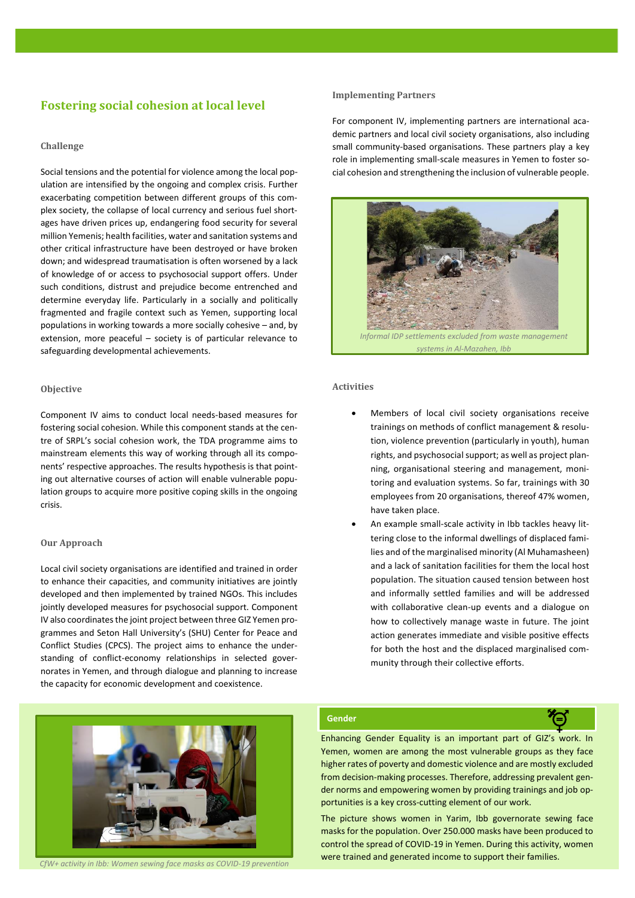## Fostering social cohesion at local level

### Challenge

Social tensions and the potential for violence among the local population are intensified by the ongoing and complex crisis. Further exacerbating competition between different groups of this complex society, the collapse of local currency and serious fuel shortages have driven prices up, endangering food security for several million Yemenis; health facilities, water and sanitation systems and other critical infrastructure have been destroyed or have broken down; and widespread traumatisation is often worsened by a lack of knowledge of or access to psychosocial support offers. Under such conditions, distrust and prejudice become entrenched and determine everyday life. Particularly in a socially and politically fragmented and fragile context such as Yemen, supporting local populations in working towards a more socially cohesive – and, by extension, more peaceful – society is of particular relevance to safeguarding developmental achievements.

### Objective

Component IV aims to conduct local needs-based measures for fostering social cohesion. While this component stands at the centre of SRPL's social cohesion work, the TDA programme aims to mainstream elements this way of working through all its components' respective approaches. The results hypothesis is that pointing out alternative courses of action will enable vulnerable population groups to acquire more positive coping skills in the ongoing crisis.

### Our Approach

Local civil society organisations are identified and trained in order to enhance their capacities, and community initiatives are jointly developed and then implemented by trained NGOs. This includes jointly developed measures for psychosocial support. Component IV also coordinates the joint project between three GIZ Yemen programmes and Seton Hall University's (SHU) Center for Peace and Conflict Studies (CPCS). The project aims to enhance the understanding of conflict-economy relationships in selected governorates in Yemen, and through dialogue and planning to increase the capacity for economic development and coexistence.

### Implementing Partners

For component IV, implementing partners are international academic partners and local civil society organisations, also including small community-based organisations. These partners play a key role in implementing small-scale measures in Yemen to foster social cohesion and strengthening the inclusion of vulnerable people.

*Informal IDP settlements excluded from waste management systems in Al-Mazahen, Ibb*

### Activities

- Members of local civil society organisations receive trainings on methods of conflict management & resolution, violence prevention (particularly in youth), human rights, and psychosocial support; as well as project planning, organisational steering and management, monitoring and evaluation systems. So far, trainings with 30 employees from 20 organisations, thereof 47% women, have taken place.
- An example small-scale activity in Ibb tackles heavy littering close to the informal dwellings of displaced families and of the marginalised minority (Al Muhamasheen) and a lack of sanitation facilities for them the local host population. The situation caused tension between host and informally settled families and will be addressed with collaborative clean-up events and a dialogue on how to collectively manage waste in future. The joint action generates immediate and visible positive effects for both the host and the displaced marginalised community through their collective efforts.

*CfW+ activity in Ibb: Women sewing face masks as COVID-19 prevention*

#### Gender

Enhancing Gender Equality is an important part of GIZ's work. In Yemen, women are among the most vulnerable groups as they face higher rates of poverty and domestic violence and are mostly excluded from decision-making processes. Therefore, addressing prevalent gender norms and empowering women by providing trainings and job opportunities is a key cross-cutting element of our work.

The picture shows women in Yarim, Ibb governorate sewing face masks for the population. Over 250.000 masks have been produced to control the spread of COVID-19 in Yemen. During this activity, women were trained and generated income to support their families.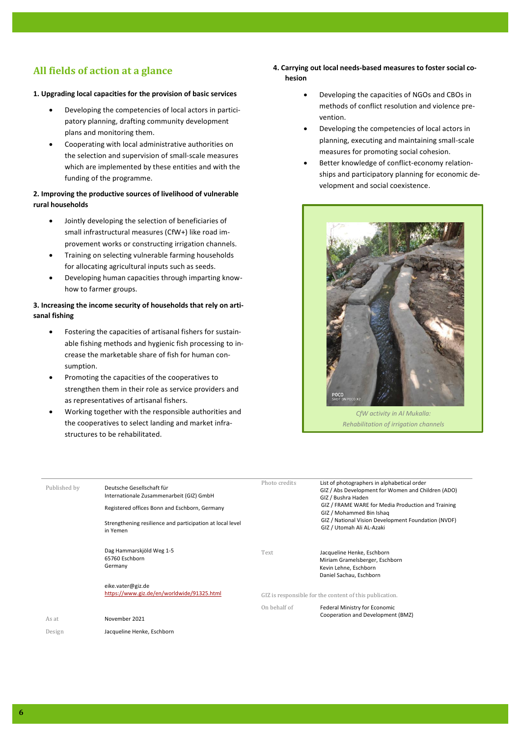## All fields of action at a glance

**1. Upgrading local capacities for the provision of basic services**

- Developing the competencies of local actors in participatory planning, drafting community development plans and monitoring them.
- Cooperating with local administrative authorities on the selection and supervision of small-scale measures which are implemented by these entities and with the funding of the programme.

**2. Improving the productive sources of livelihood of vulnerable rural households**

- Jointly developing the selection of beneficiaries of small infrastructural measures (CfW+) like road improvement works or constructing irrigation channels.
- Training on selecting vulnerable farming households for allocating agricultural inputs such as seeds.
- Developing human capacities through imparting know-how to farmer groups.

**3. Increasing the income security of households that rely on artisanal fishing**

- Fostering the capacities of artisanal fishers for sustainable fishing methods and hygienic fish processing to increase the marketable share of fish for human consumption.
- Promoting the capacities of the cooperatives to strengthen them in their role as service providers and as representatives of artisanal fishers.
- Working together with the responsible authorities and the cooperatives to select landing and market infrastructures to be rehabilitated.

**4. Carrying out local needs-based measures to foster social cohesion**

- Developing the capacities of NGOs and CBOs in methods of conflict resolution and violence prevention.
- Developing the competencies of local actors in planning, executing and maintaining small-scale measures for promoting social cohesion.
- Better knowledge of conflict-economy relationships and participatory planning for economic development and social coexistence.

*CfW activity in Al Mukalla: Rehabilitation of irrigation channels*

| | |
|---|---|
| Published by | Deutsche Gesellschaft für Internationale Zusammenarbeit (GIZ) GmbH<br><br>Registered offices Bonn and Eschborn, Germany<br><br>Strengthening resilience and participation at local level in Yemen<br><br>Dag Hammarskjöld Weg 1-5<br>65760 Eschborn<br>Germany<br><br>eike.vater@giz.de<br>https://www.giz.de/en/worldwide/91325.html |
| As at | November 2021 |
| Design | Jacqueline Henke, Eschborn |
| Photo credits | List of photographers in alphabetical order<br>GIZ / Abs Development for Women and Children (ADO)<br>GIZ / Bushra Haden<br>GIZ / FRAME WARE for Media Production and Training<br>GIZ / Mohammed Bin Ishaq<br>GIZ / National Vision Development Foundation (NVDF)<br>GIZ / Utomah Ali AL-Azaki |
| Text | Jacqueline Henke, Eschborn<br>Miriam Gramelsberger, Eschborn<br>Kevin Lehne, Eschborn<br>Daniel Sachau, Eschborn |
| | GIZ is responsible for the content of this publication. |
| On behalf of | Federal Ministry for Economic Cooperation and Development (BMZ) |